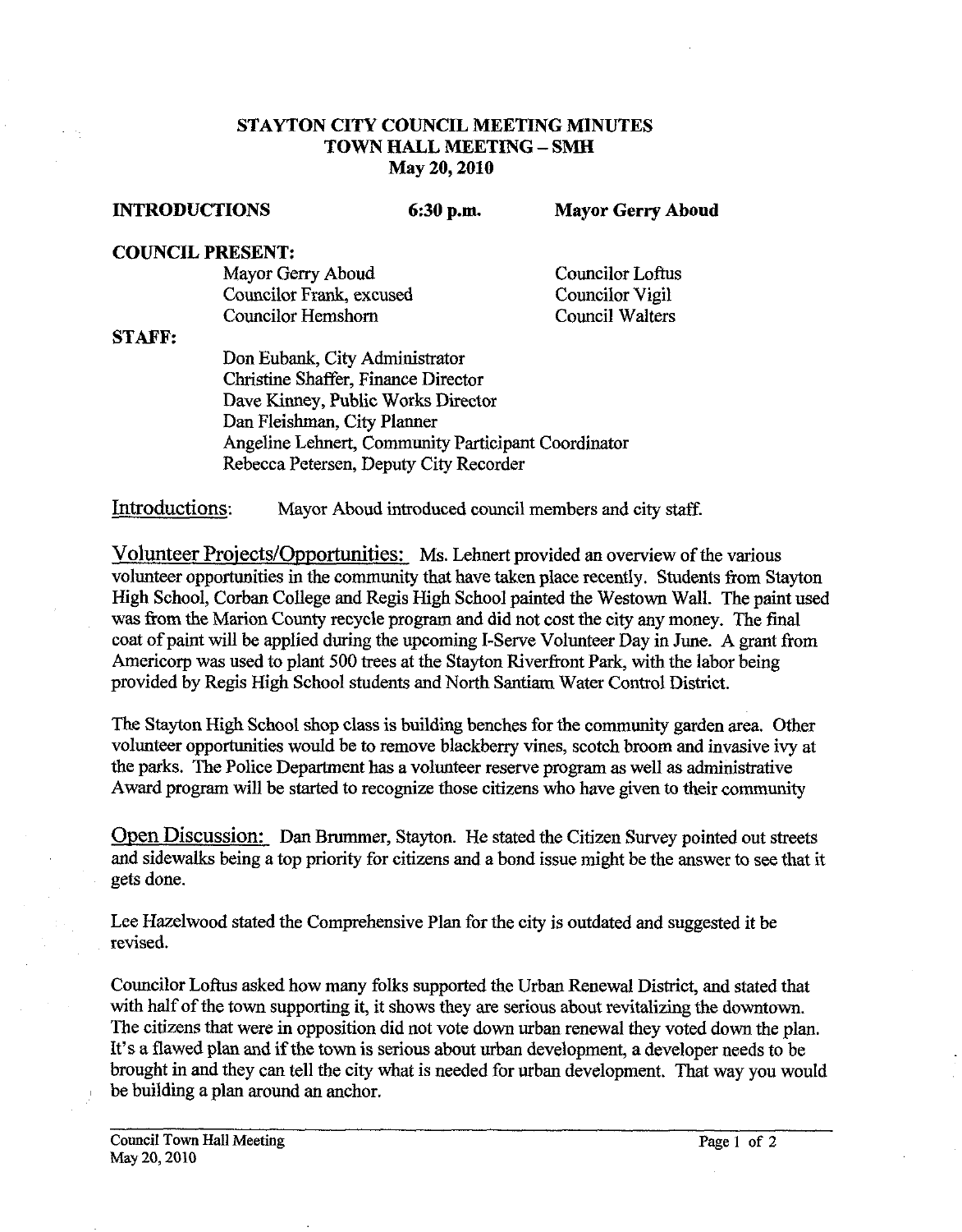# STAYTON CITY COUNCIL MEETING MINUTES
## TOWN HALL MEETING – SMH
### May 20, 2010

**INTRODUCTIONS** **6:30 p.m.** **Mayor Gerry Aboud**

**COUNCIL PRESENT:**

| | |
|---|---|
| Mayor Gerry Aboud | Councilor Loftus |
| Councilor Frank, excused | Councilor Vigil |
| Councilor Hemshorn | Council Walters |

**STAFF:**

Don Eubank, City Administrator
Christine Shaffer, Finance Director
Dave Kinney, Public Works Director
Dan Fleishman, City Planner
Angeline Lehnert, Community Participant Coordinator
Rebecca Petersen, Deputy City Recorder

Introductions: Mayor Aboud introduced council members and city staff.

Volunteer Projects/Opportunities: Ms. Lehnert provided an overview of the various volunteer opportunities in the community that have taken place recently. Students from Stayton High School, Corban College and Regis High School painted the Westown Wall. The paint used was from the Marion County recycle program and did not cost the city any money. The final coat of paint will be applied during the upcoming I-Serve Volunteer Day in June. A grant from Americorp was used to plant 500 trees at the Stayton Riverfront Park, with the labor being provided by Regis High School students and North Santiam Water Control District.

The Stayton High School shop class is building benches for the community garden area. Other volunteer opportunities would be to remove blackberry vines, scotch broom and invasive ivy at the parks. The Police Department has a volunteer reserve program as well as administrative Award program will be started to recognize those citizens who have given to their community

Open Discussion: Dan Brummer, Stayton. He stated the Citizen Survey pointed out streets and sidewalks being a top priority for citizens and a bond issue might be the answer to see that it gets done.

Lee Hazelwood stated the Comprehensive Plan for the city is outdated and suggested it be revised.

Councilor Loftus asked how many folks supported the Urban Renewal District, and stated that with half of the town supporting it, it shows they are serious about revitalizing the downtown. The citizens that were in opposition did not vote down urban renewal they voted down the plan. It's a flawed plan and if the town is serious about urban development, a developer needs to be brought in and they can tell the city what is needed for urban development. That way you would be building a plan around an anchor.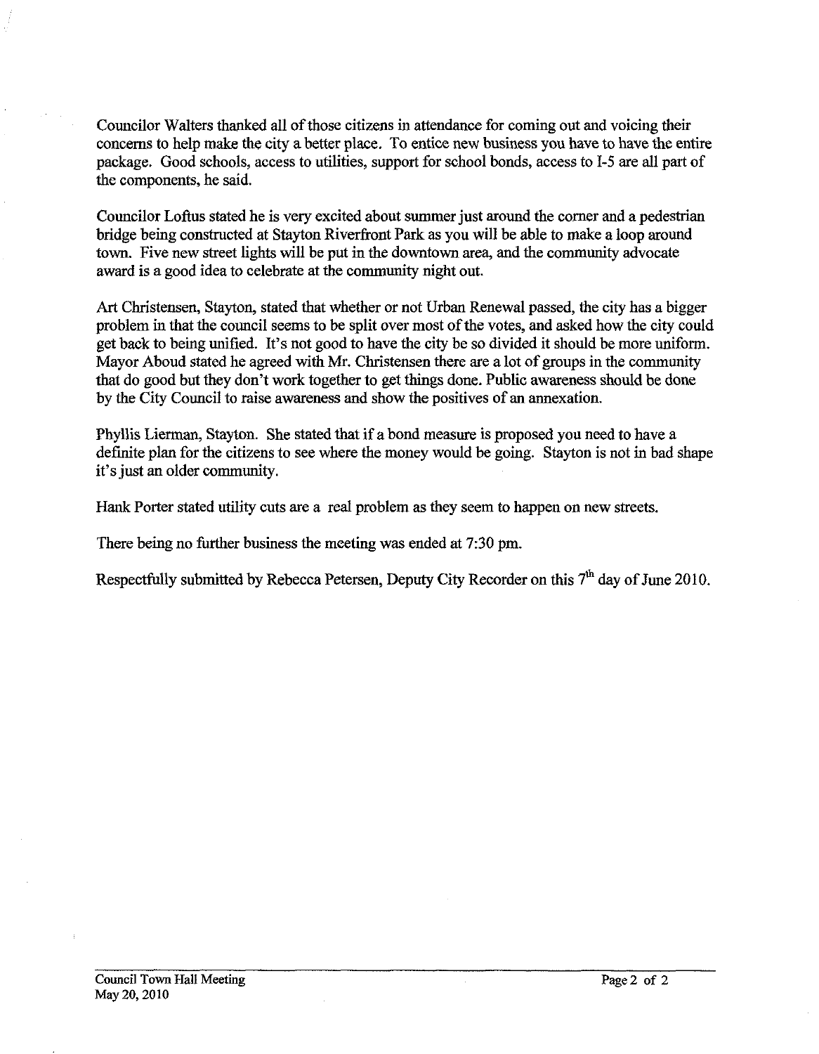Councilor Walters thanked all of those citizens in attendance for coming out and voicing their concerns to help make the city a better place. To entice new business you have to have the entire package. Good schools, access to utilities, support for school bonds, access to I-5 are all part of the components, he said.

Councilor Loftus stated he is very excited about summer just around the corner and a pedestrian bridge being constructed at Stayton Riverfront Park as you will be able to make a loop around town. Five new street lights will be put in the downtown area, and the community advocate award is a good idea to celebrate at the community night out.

Art Christensen, Stayton, stated that whether or not Urban Renewal passed, the city has a bigger problem in that the council seems to be split over most of the votes, and asked how the city could get back to being unified. It's not good to have the city be so divided it should be more uniform. Mayor Aboud stated he agreed with Mr. Christensen there are a lot of groups in the community that do good but they don't work together to get things done. Public awareness should be done by the City Council to raise awareness and show the positives of an annexation.

Phyllis Lierman, Stayton. She stated that if a bond measure is proposed you need to have a definite plan for the citizens to see where the money would be going. Stayton is not in bad shape it's just an older community.

Hank Porter stated utility cuts are a real problem as they seem to happen on new streets.

There being no further business the meeting was ended at 7:30 pm.

Respectfully submitted by Rebecca Petersen, Deputy City Recorder on this 7th day of June 2010.